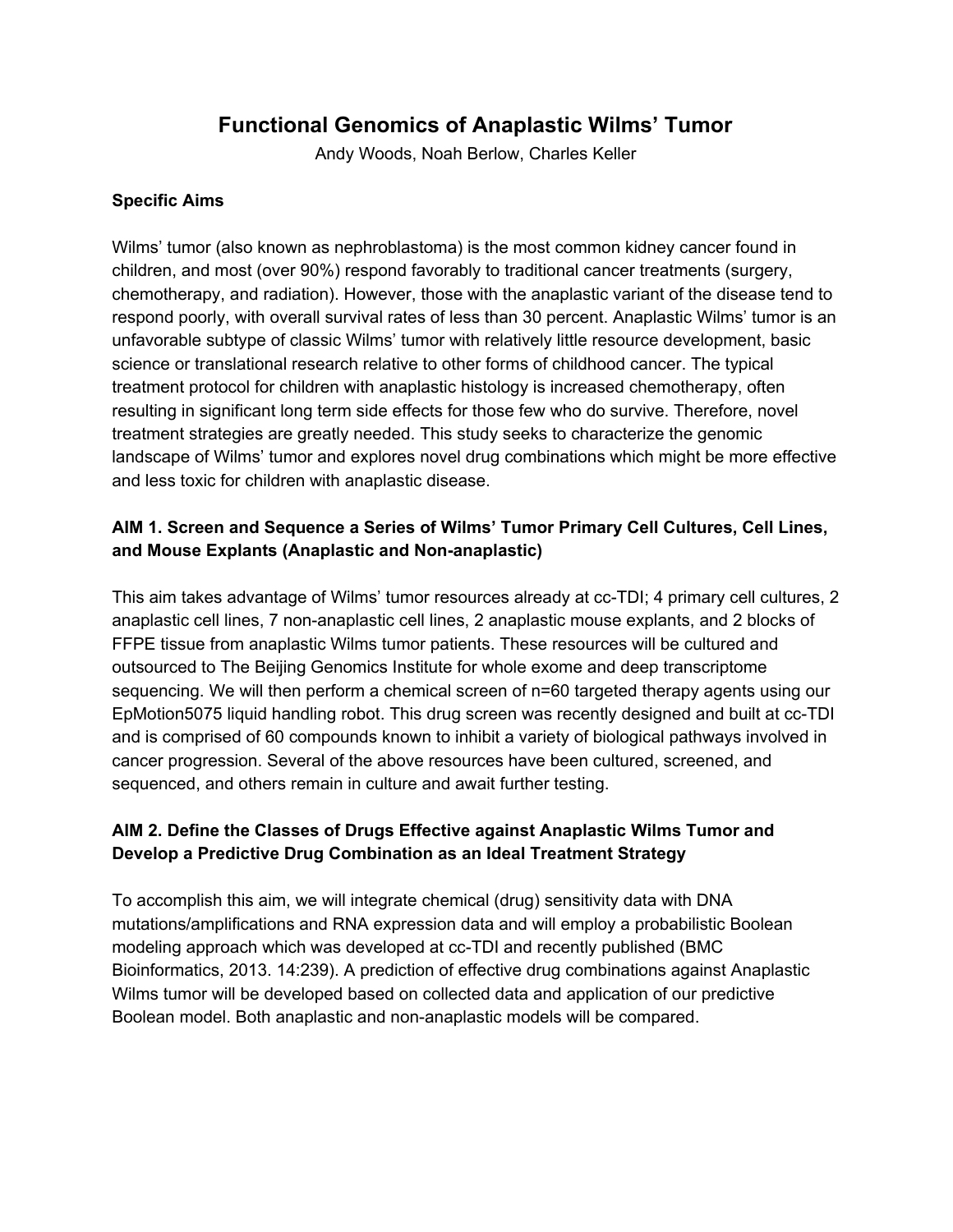# Functional Genomics of Anaplastic Wilms' Tumor

Andy Woods, Noah Berlow, Charles Keller

**Specific Aims**

Wilms' tumor (also known as nephroblastoma) is the most common kidney cancer found in children, and most (over 90%) respond favorably to traditional cancer treatments (surgery, chemotherapy, and radiation). However, those with the anaplastic variant of the disease tend to respond poorly, with overall survival rates of less than 30 percent. Anaplastic Wilms' tumor is an unfavorable subtype of classic Wilms' tumor with relatively little resource development, basic science or translational research relative to other forms of childhood cancer. The typical treatment protocol for children with anaplastic histology is increased chemotherapy, often resulting in significant long term side effects for those few who do survive. Therefore, novel treatment strategies are greatly needed. This study seeks to characterize the genomic landscape of Wilms' tumor and explores novel drug combinations which might be more effective and less toxic for children with anaplastic disease.

**AIM 1. Screen and Sequence a Series of Wilms' Tumor Primary Cell Cultures, Cell Lines, and Mouse Explants (Anaplastic and Non-anaplastic)**

This aim takes advantage of Wilms' tumor resources already at cc-TDI; 4 primary cell cultures, 2 anaplastic cell lines, 7 non-anaplastic cell lines, 2 anaplastic mouse explants, and 2 blocks of FFPE tissue from anaplastic Wilms tumor patients. These resources will be cultured and outsourced to The Beijing Genomics Institute for whole exome and deep transcriptome sequencing. We will then perform a chemical screen of n=60 targeted therapy agents using our EpMotion5075 liquid handling robot. This drug screen was recently designed and built at cc-TDI and is comprised of 60 compounds known to inhibit a variety of biological pathways involved in cancer progression. Several of the above resources have been cultured, screened, and sequenced, and others remain in culture and await further testing.

**AIM 2. Define the Classes of Drugs Effective against Anaplastic Wilms Tumor and Develop a Predictive Drug Combination as an Ideal Treatment Strategy**

To accomplish this aim, we will integrate chemical (drug) sensitivity data with DNA mutations/amplifications and RNA expression data and will employ a probabilistic Boolean modeling approach which was developed at cc-TDI and recently published (BMC Bioinformatics, 2013. 14:239). A prediction of effective drug combinations against Anaplastic Wilms tumor will be developed based on collected data and application of our predictive Boolean model. Both anaplastic and non-anaplastic models will be compared.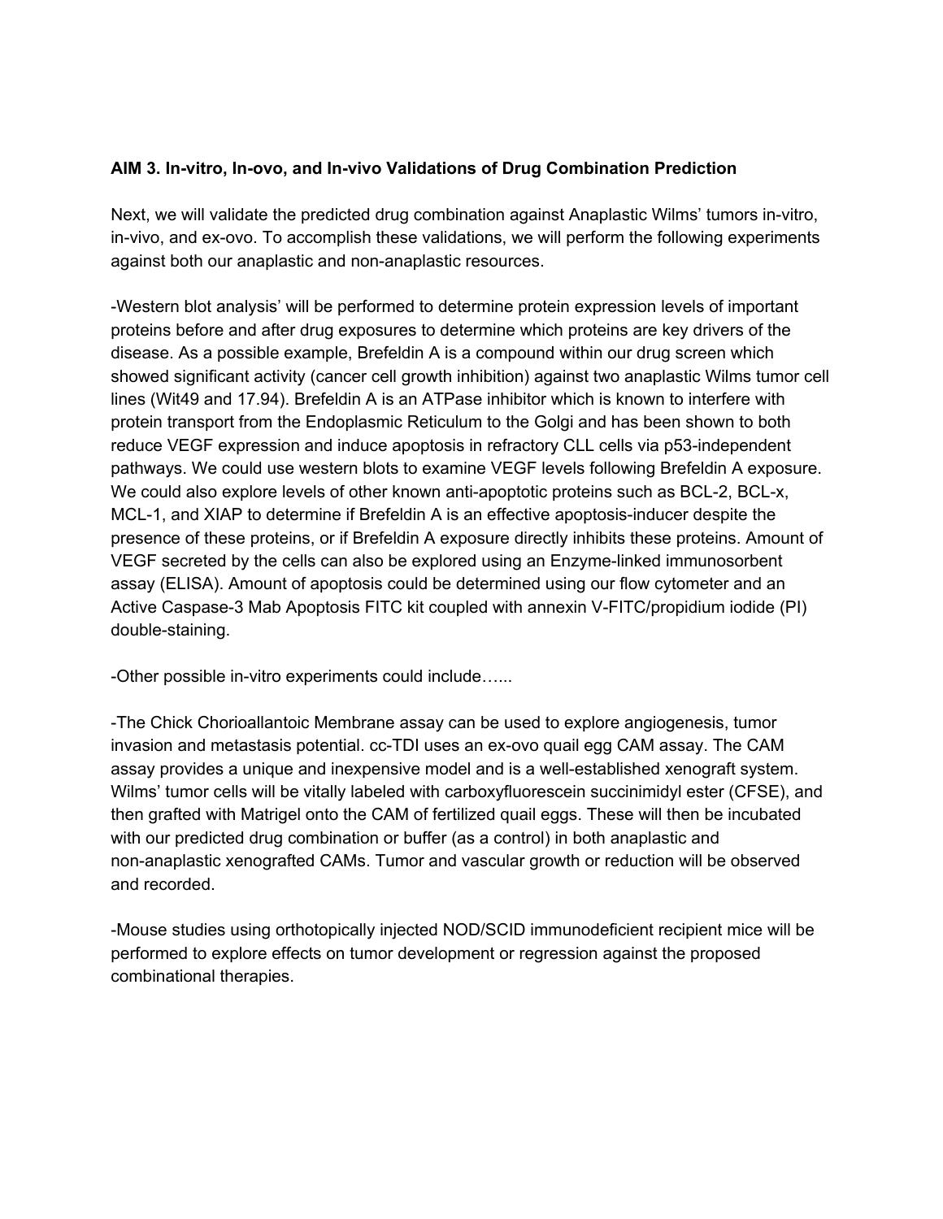**AIM 3. In-vitro, In-ovo, and In-vivo Validations of Drug Combination Prediction**

Next, we will validate the predicted drug combination against Anaplastic Wilms' tumors in-vitro, in-vivo, and ex-ovo. To accomplish these validations, we will perform the following experiments against both our anaplastic and non-anaplastic resources.

-Western blot analysis' will be performed to determine protein expression levels of important proteins before and after drug exposures to determine which proteins are key drivers of the disease. As a possible example, Brefeldin A is a compound within our drug screen which showed significant activity (cancer cell growth inhibition) against two anaplastic Wilms tumor cell lines (Wit49 and 17.94). Brefeldin A is an ATPase inhibitor which is known to interfere with protein transport from the Endoplasmic Reticulum to the Golgi and has been shown to both reduce VEGF expression and induce apoptosis in refractory CLL cells via p53-independent pathways. We could use western blots to examine VEGF levels following Brefeldin A exposure. We could also explore levels of other known anti-apoptotic proteins such as BCL-2, BCL-x, MCL-1, and XIAP to determine if Brefeldin A is an effective apoptosis-inducer despite the presence of these proteins, or if Brefeldin A exposure directly inhibits these proteins. Amount of VEGF secreted by the cells can also be explored using an Enzyme-linked immunosorbent assay (ELISA). Amount of apoptosis could be determined using our flow cytometer and an Active Caspase-3 Mab Apoptosis FITC kit coupled with annexin V-FITC/propidium iodide (PI) double-staining.

-Other possible in-vitro experiments could include…...

-The Chick Chorioallantoic Membrane assay can be used to explore angiogenesis, tumor invasion and metastasis potential. cc-TDI uses an ex-ovo quail egg CAM assay. The CAM assay provides a unique and inexpensive model and is a well-established xenograft system. Wilms' tumor cells will be vitally labeled with carboxyfluorescein succinimidyl ester (CFSE), and then grafted with Matrigel onto the CAM of fertilized quail eggs. These will then be incubated with our predicted drug combination or buffer (as a control) in both anaplastic and non-anaplastic xenografted CAMs. Tumor and vascular growth or reduction will be observed and recorded.

-Mouse studies using orthotopically injected NOD/SCID immunodeficient recipient mice will be performed to explore effects on tumor development or regression against the proposed combinational therapies.